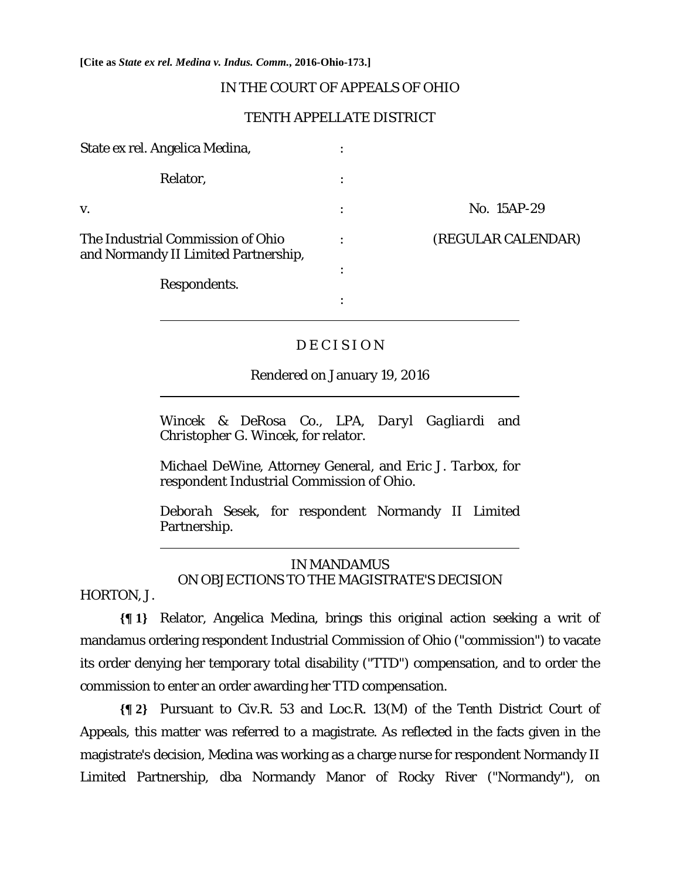**[Cite as *State ex rel. Medina v. Indus. Comm.*, 2016-Ohio-173.]**

IN THE COURT OF APPEALS OF OHIO

TENTH APPELLATE DISTRICT

| | | |
|---|---|---|
| State ex rel. Angelica Medina, | : | |
| Relator, | : | |
| v. | : | No. 15AP-29 |
| The Industrial Commission of Ohio and Normandy II Limited Partnership, | : | (REGULAR CALENDAR) |
| | : | |
| Respondents. | : | |

D E C I S I O N

Rendered on January 19, 2016

*Wincek & DeRosa Co., LPA, Daryl Gagliardi* and *Christopher G. Wincek*, for relator.

*Michael DeWine*, Attorney General, and *Eric J. Tarbox*, for respondent Industrial Commission of Ohio.

*Deborah Sesek*, for respondent Normandy II Limited Partnership.

IN MANDAMUS
ON OBJECTIONS TO THE MAGISTRATE'S DECISION

HORTON, J.

**{¶ 1}** Relator, Angelica Medina, brings this original action seeking a writ of mandamus ordering respondent Industrial Commission of Ohio ("commission") to vacate its order denying her temporary total disability ("TTD") compensation, and to order the commission to enter an order awarding her TTD compensation.

**{¶ 2}** Pursuant to Civ.R. 53 and Loc.R. 13(M) of the Tenth District Court of Appeals, this matter was referred to a magistrate. As reflected in the facts given in the magistrate's decision, Medina was working as a charge nurse for respondent Normandy II Limited Partnership, dba Normandy Manor of Rocky River ("Normandy"), on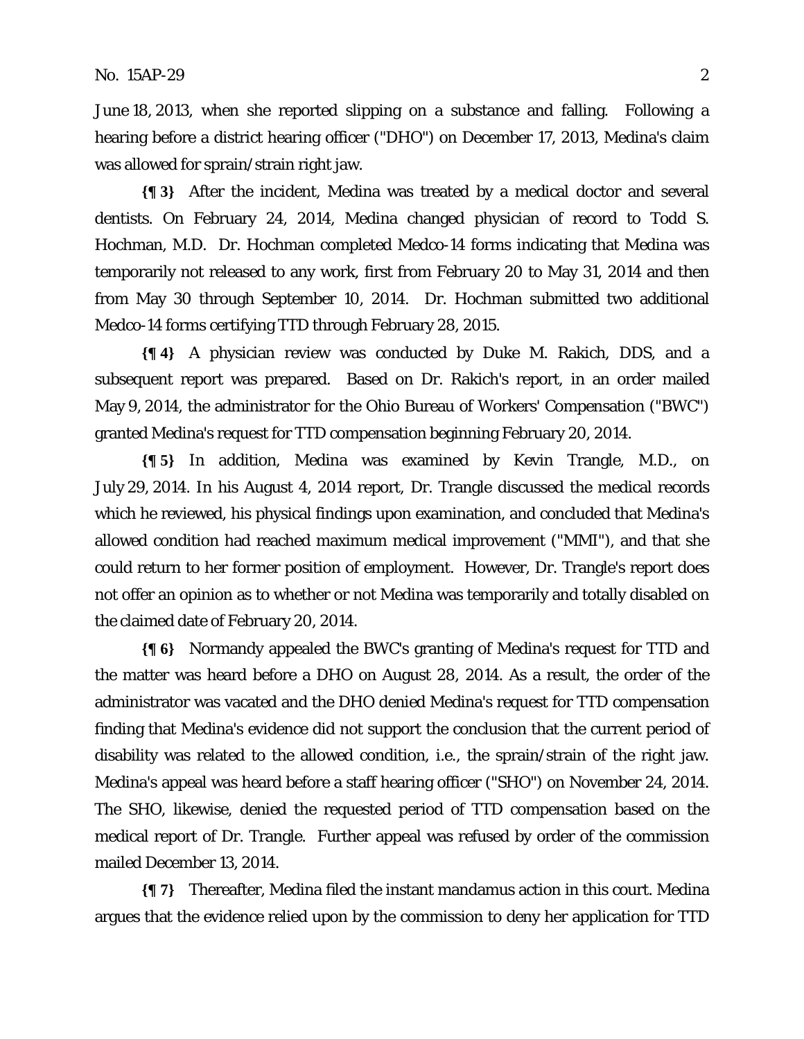June 18, 2013, when she reported slipping on a substance and falling. Following a hearing before a district hearing officer ("DHO") on December 17, 2013, Medina's claim was allowed for sprain/strain right jaw.

**{¶ 3}** After the incident, Medina was treated by a medical doctor and several dentists. On February 24, 2014, Medina changed physician of record to Todd S. Hochman, M.D. Dr. Hochman completed Medco-14 forms indicating that Medina was temporarily not released to any work, first from February 20 to May 31, 2014 and then from May 30 through September 10, 2014. Dr. Hochman submitted two additional Medco-14 forms certifying TTD through February 28, 2015.

**{¶ 4}** A physician review was conducted by Duke M. Rakich, DDS, and a subsequent report was prepared. Based on Dr. Rakich's report, in an order mailed May 9, 2014, the administrator for the Ohio Bureau of Workers' Compensation ("BWC") granted Medina's request for TTD compensation beginning February 20, 2014.

**{¶ 5}** In addition, Medina was examined by Kevin Trangle, M.D., on July 29, 2014. In his August 4, 2014 report, Dr. Trangle discussed the medical records which he reviewed, his physical findings upon examination, and concluded that Medina's allowed condition had reached maximum medical improvement ("MMI"), and that she could return to her former position of employment. However, Dr. Trangle's report does not offer an opinion as to whether or not Medina was temporarily and totally disabled on the claimed date of February 20, 2014.

**{¶ 6}** Normandy appealed the BWC's granting of Medina's request for TTD and the matter was heard before a DHO on August 28, 2014. As a result, the order of the administrator was vacated and the DHO denied Medina's request for TTD compensation finding that Medina's evidence did not support the conclusion that the current period of disability was related to the allowed condition, i.e., the sprain/strain of the right jaw. Medina's appeal was heard before a staff hearing officer ("SHO") on November 24, 2014. The SHO, likewise, denied the requested period of TTD compensation based on the medical report of Dr. Trangle. Further appeal was refused by order of the commission mailed December 13, 2014.

**{¶ 7}** Thereafter, Medina filed the instant mandamus action in this court. Medina argues that the evidence relied upon by the commission to deny her application for TTD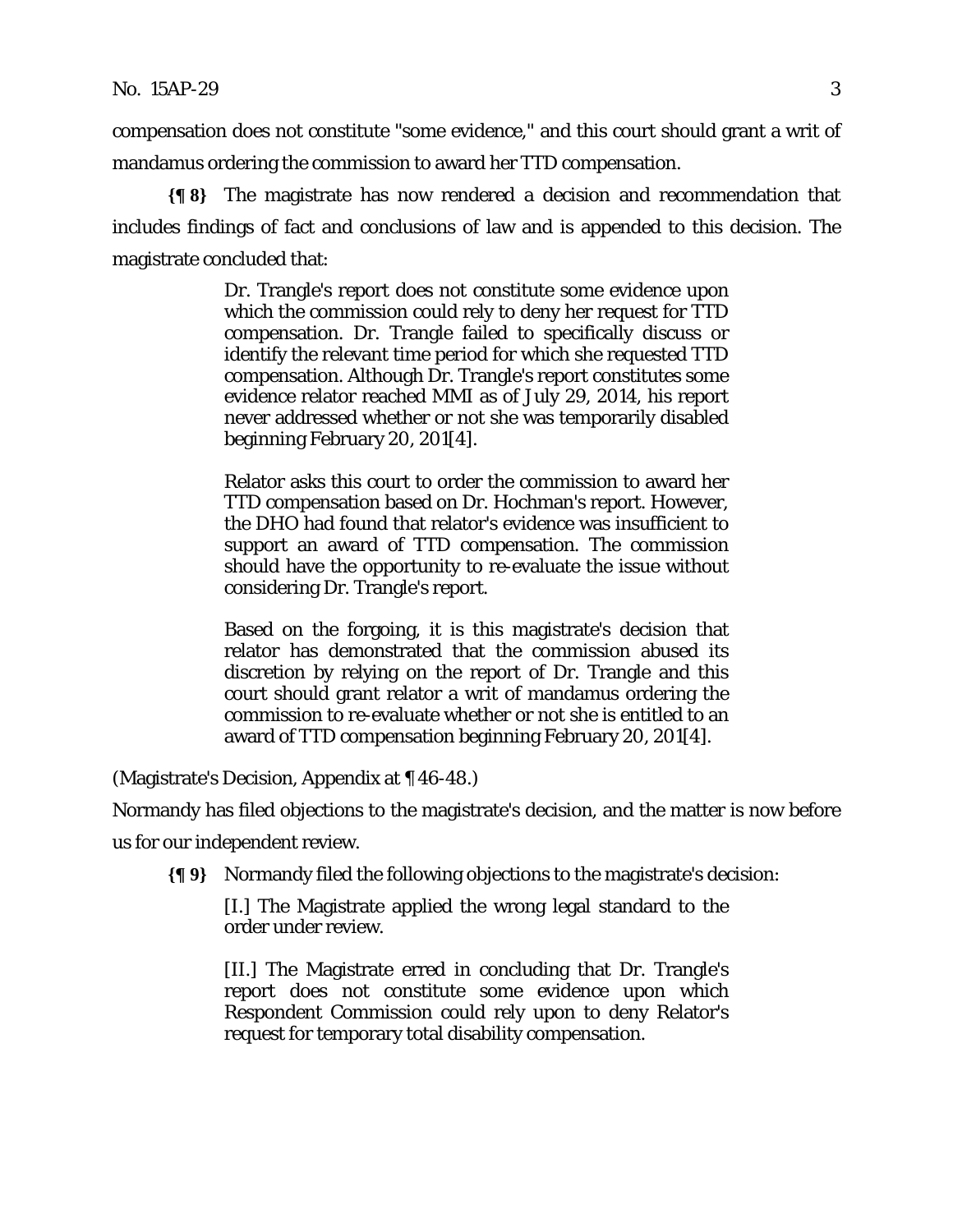compensation does not constitute "some evidence," and this court should grant a writ of mandamus ordering the commission to award her TTD compensation.

**{¶ 8}** The magistrate has now rendered a decision and recommendation that includes findings of fact and conclusions of law and is appended to this decision. The magistrate concluded that:

> Dr. Trangle's report does not constitute some evidence upon which the commission could rely to deny her request for TTD compensation. Dr. Trangle failed to specifically discuss or identify the relevant time period for which she requested TTD compensation. Although Dr. Trangle's report constitutes some evidence relator reached MMI as of July 29, 2014, his report never addressed whether or not she was temporarily disabled beginning February 20, 201[4].
>
> Relator asks this court to order the commission to award her TTD compensation based on Dr. Hochman's report. However, the DHO had found that relator's evidence was insufficient to support an award of TTD compensation. The commission should have the opportunity to re-evaluate the issue without considering Dr. Trangle's report.
>
> Based on the forgoing, it is this magistrate's decision that relator has demonstrated that the commission abused its discretion by relying on the report of Dr. Trangle and this court should grant relator a writ of mandamus ordering the commission to re-evaluate whether or not she is entitled to an award of TTD compensation beginning February 20, 201[4].

(Magistrate's Decision, Appendix at ¶ 46-48.)

Normandy has filed objections to the magistrate's decision, and the matter is now before us for our independent review.

**{¶ 9}** Normandy filed the following objections to the magistrate's decision:

> [I.] The Magistrate applied the wrong legal standard to the order under review.
>
> [II.] The Magistrate erred in concluding that Dr. Trangle's report does not constitute some evidence upon which Respondent Commission could rely upon to deny Relator's request for temporary total disability compensation.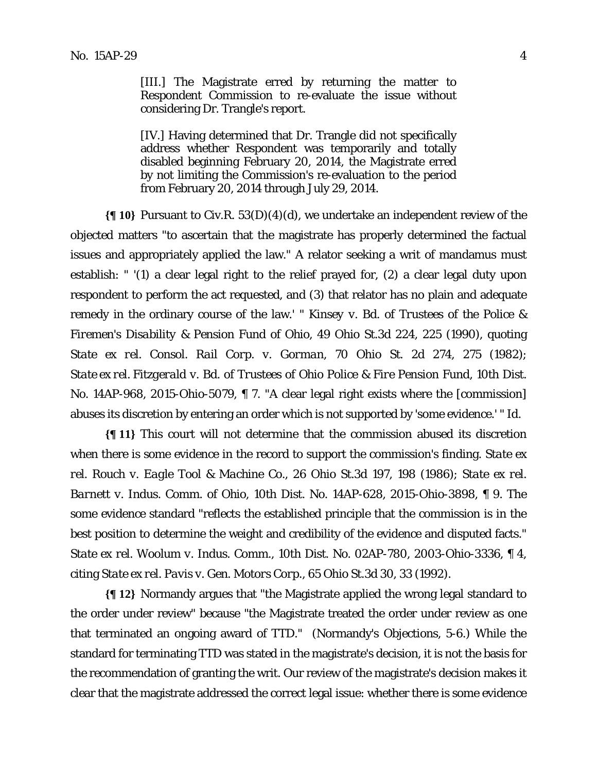> [III.] The Magistrate erred by returning the matter to Respondent Commission to re-evaluate the issue without considering Dr. Trangle's report.
>
> [IV.] Having determined that Dr. Trangle did not specifically address whether Respondent was temporarily and totally disabled beginning February 20, 2014, the Magistrate erred by not limiting the Commission's re-evaluation to the period from February 20, 2014 through July 29, 2014.

**{¶ 10}** Pursuant to Civ.R. 53(D)(4)(d), we undertake an independent review of the objected matters "to ascertain that the magistrate has properly determined the factual issues and appropriately applied the law." A relator seeking a writ of mandamus must establish: " '(1) a clear legal right to the relief prayed for, (2) a clear legal duty upon respondent to perform the act requested, and (3) that relator has no plain and adequate remedy in the ordinary course of the law.' " *Kinsey v. Bd. of Trustees of the Police & Firemen's Disability & Pension Fund of Ohio*, 49 Ohio St.3d 224, 225 (1990), quoting *State ex rel. Consol. Rail Corp. v. Gorman*, 70 Ohio St. 2d 274, 275 (1982); *State ex rel. Fitzgerald v. Bd. of Trustees of Ohio Police & Fire Pension Fund*, 10th Dist. No. 14AP-968, 2015-Ohio-5079, ¶ 7. "A clear legal right exists where the [commission] abuses its discretion by entering an order which is not supported by 'some evidence.' " *Id.*

**{¶ 11}** This court will not determine that the commission abused its discretion when there is some evidence in the record to support the commission's finding. *State ex rel. Rouch v. Eagle Tool & Machine Co.*, 26 Ohio St.3d 197, 198 (1986); *State ex rel. Barnett v. Indus. Comm. of Ohio*, 10th Dist. No. 14AP-628, 2015-Ohio-3898, ¶ 9. The some evidence standard "reflects the established principle that the commission is in the best position to determine the weight and credibility of the evidence and disputed facts." *State ex rel. Woolum v. Indus. Comm.*, 10th Dist. No. 02AP-780, 2003-Ohio-3336, ¶ 4, citing *State ex rel. Pavis v. Gen. Motors Corp.*, 65 Ohio St.3d 30, 33 (1992).

**{¶ 12}** Normandy argues that "the Magistrate applied the wrong legal standard to the order under review" because "the Magistrate treated the order under review as one that terminated an ongoing award of TTD." (Normandy's Objections, 5-6.) While the standard for terminating TTD was stated in the magistrate's decision, it is not the basis for the recommendation of granting the writ. Our review of the magistrate's decision makes it clear that the magistrate addressed the correct legal issue: whether there is some evidence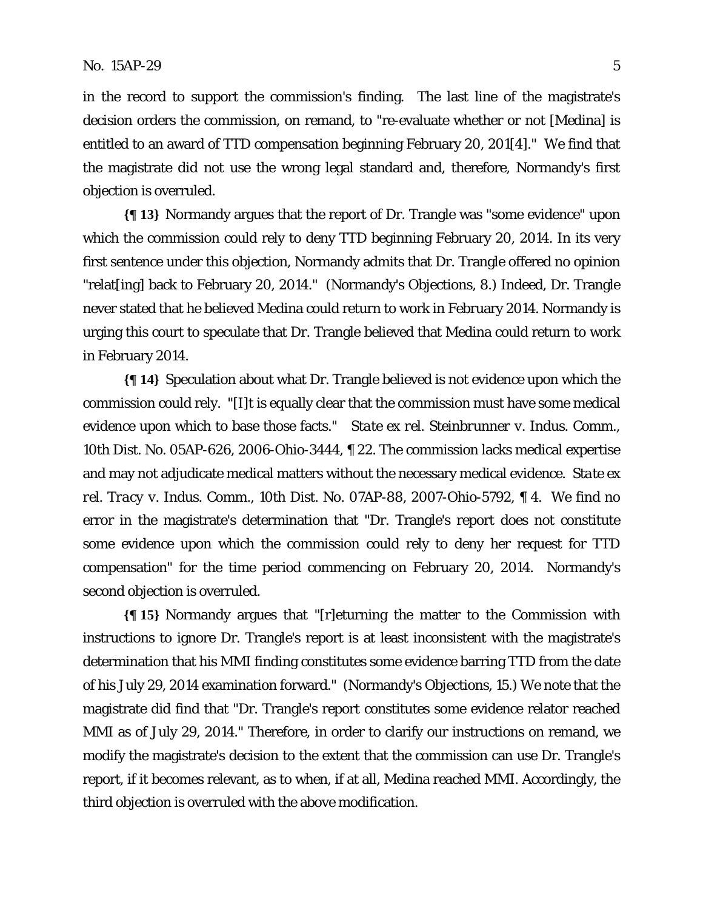in the record to support the commission's finding. The last line of the magistrate's decision orders the commission, on remand, to "re-evaluate whether or not [Medina] is entitled to an award of TTD compensation beginning February 20, 201[4]." We find that the magistrate did not use the wrong legal standard and, therefore, Normandy's first objection is overruled.

**{¶ 13}** Normandy argues that the report of Dr. Trangle was "some evidence" upon which the commission could rely to deny TTD beginning February 20, 2014. In its very first sentence under this objection, Normandy admits that Dr. Trangle offered no opinion "relat[ing] back to February 20, 2014." (Normandy's Objections, 8.) Indeed, Dr. Trangle never stated that he believed Medina could return to work in February 2014. Normandy is urging this court to speculate that Dr. Trangle believed that Medina could return to work in February 2014.

**{¶ 14}** Speculation about what Dr. Trangle believed is not evidence upon which the commission could rely. "[I]t is equally clear that the commission must have some medical evidence upon which to base those facts." *State ex rel. Steinbrunner v. Indus. Comm.*, 10th Dist. No. 05AP-626, 2006-Ohio-3444, ¶ 22. The commission lacks medical expertise and may not adjudicate medical matters without the necessary medical evidence. *State ex rel. Tracy v. Indus. Comm.*, 10th Dist. No. 07AP-88, 2007-Ohio-5792, ¶ 4. We find no error in the magistrate's determination that "Dr. Trangle's report does not constitute some evidence upon which the commission could rely to deny her request for TTD compensation" for the time period commencing on February 20, 2014. Normandy's second objection is overruled.

**{¶ 15}** Normandy argues that "[r]eturning the matter to the Commission with instructions to ignore Dr. Trangle's report is at least inconsistent with the magistrate's determination that his MMI finding constitutes some evidence barring TTD from the date of his July 29, 2014 examination forward." (Normandy's Objections, 15.) We note that the magistrate did find that "Dr. Trangle's report constitutes some evidence relator reached MMI as of July 29, 2014." Therefore, in order to clarify our instructions on remand, we modify the magistrate's decision to the extent that the commission can use Dr. Trangle's report, if it becomes relevant, as to when, if at all, Medina reached MMI. Accordingly, the third objection is overruled with the above modification.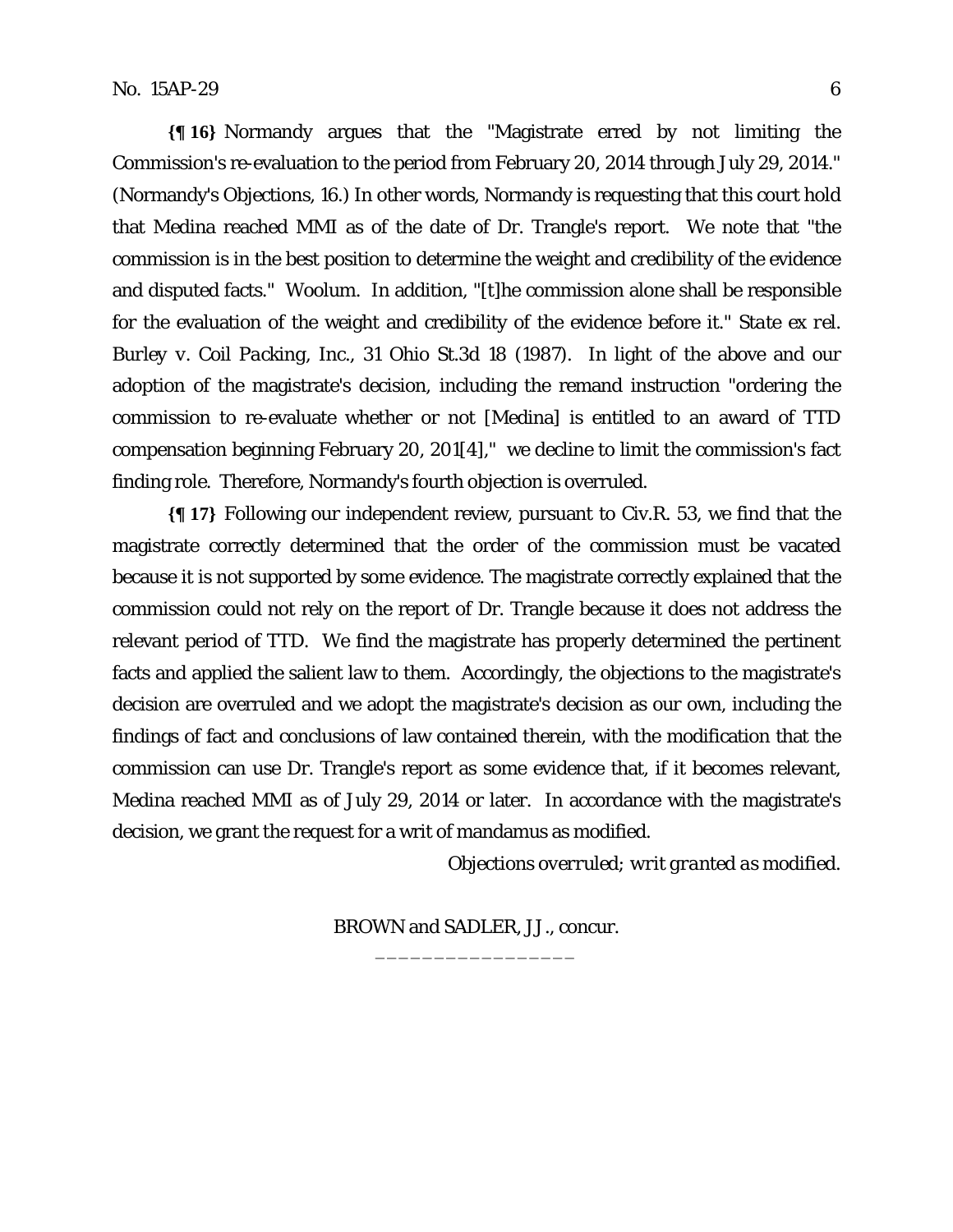**{¶ 16}** Normandy argues that the "Magistrate erred by not limiting the Commission's re-evaluation to the period from February 20, 2014 through July 29, 2014." (Normandy's Objections, 16.) In other words, Normandy is requesting that this court hold that Medina reached MMI as of the date of Dr. Trangle's report. We note that "the commission is in the best position to determine the weight and credibility of the evidence and disputed facts." Woolum. In addition, "[t]he commission alone shall be responsible for the evaluation of the weight and credibility of the evidence before it." *State ex rel. Burley v. Coil Packing, Inc.*, 31 Ohio St.3d 18 (1987). In light of the above and our adoption of the magistrate's decision, including the remand instruction "ordering the commission to re-evaluate whether or not [Medina] is entitled to an award of TTD compensation beginning February 20, 201[4]," we decline to limit the commission's fact finding role. Therefore, Normandy's fourth objection is overruled.

**{¶ 17}** Following our independent review, pursuant to Civ.R. 53, we find that the magistrate correctly determined that the order of the commission must be vacated because it is not supported by some evidence. The magistrate correctly explained that the commission could not rely on the report of Dr. Trangle because it does not address the relevant period of TTD. We find the magistrate has properly determined the pertinent facts and applied the salient law to them. Accordingly, the objections to the magistrate's decision are overruled and we adopt the magistrate's decision as our own, including the findings of fact and conclusions of law contained therein, with the modification that the commission can use Dr. Trangle's report as some evidence that, if it becomes relevant, Medina reached MMI as of July 29, 2014 or later. In accordance with the magistrate's decision, we grant the request for a writ of mandamus as modified.

*Objections overruled; writ granted as modified.*

BROWN and SADLER, JJ., concur.

_________________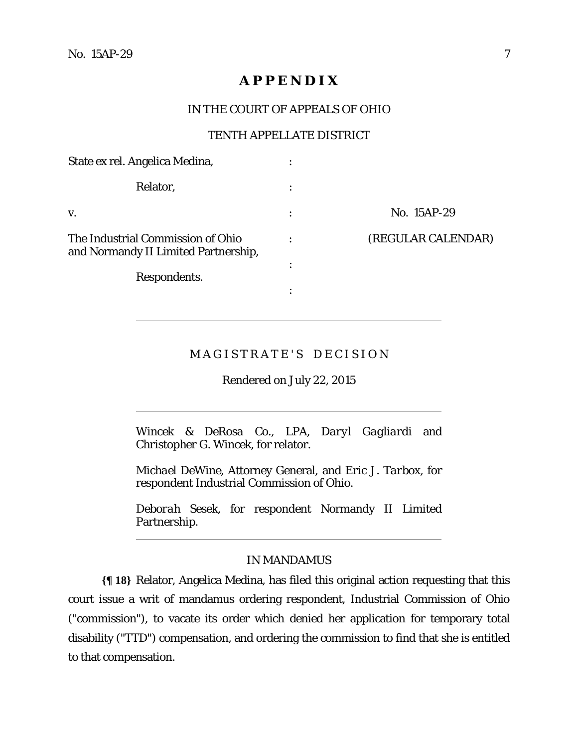# APPENDIX

IN THE COURT OF APPEALS OF OHIO

TENTH APPELLATE DISTRICT

| | | |
|---|---|---|
| State ex rel. Angelica Medina, | : | |
| Relator, | : | |
| v. | : | No. 15AP-29 |
| The Industrial Commission of Ohio and Normandy II Limited Partnership, | : | (REGULAR CALENDAR) |
| | : | |
| Respondents. | : | |

---

MAGISTRATE'S DECISION

Rendered on July 22, 2015

---

Wincek & DeRosa Co., LPA, *Daryl Gagliardi* and Christopher G. Wincek, for relator.

*Michael DeWine*, Attorney General, and *Eric J. Tarbox*, for respondent Industrial Commission of Ohio.

*Deborah Sesek*, for respondent Normandy II Limited Partnership.

---

IN MANDAMUS

**{¶ 18}** Relator, Angelica Medina, has filed this original action requesting that this court issue a writ of mandamus ordering respondent, Industrial Commission of Ohio ("commission"), to vacate its order which denied her application for temporary total disability ("TTD") compensation, and ordering the commission to find that she is entitled to that compensation.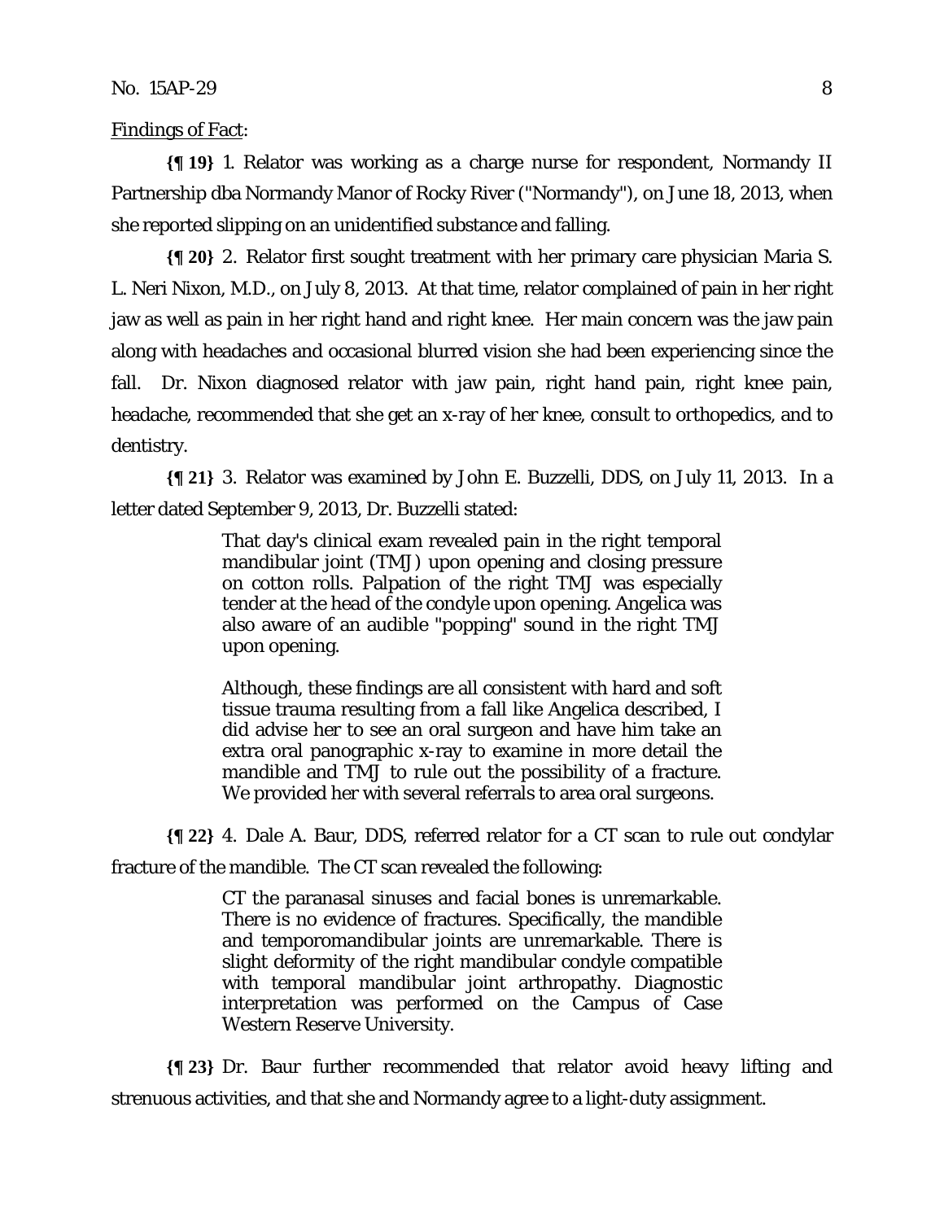Findings of Fact:

**{¶ 19}** 1. Relator was working as a charge nurse for respondent, Normandy II Partnership dba Normandy Manor of Rocky River ("Normandy"), on June 18, 2013, when she reported slipping on an unidentified substance and falling.

**{¶ 20}** 2. Relator first sought treatment with her primary care physician Maria S. L. Neri Nixon, M.D., on July 8, 2013. At that time, relator complained of pain in her right jaw as well as pain in her right hand and right knee. Her main concern was the jaw pain along with headaches and occasional blurred vision she had been experiencing since the fall. Dr. Nixon diagnosed relator with jaw pain, right hand pain, right knee pain, headache, recommended that she get an x-ray of her knee, consult to orthopedics, and to dentistry.

**{¶ 21}** 3. Relator was examined by John E. Buzzelli, DDS, on July 11, 2013. In a letter dated September 9, 2013, Dr. Buzzelli stated:

> That day's clinical exam revealed pain in the right temporal mandibular joint (TMJ) upon opening and closing pressure on cotton rolls. Palpation of the right TMJ was especially tender at the head of the condyle upon opening. Angelica was also aware of an audible "popping" sound in the right TMJ upon opening.
>
> Although, these findings are all consistent with hard and soft tissue trauma resulting from a fall like Angelica described, I did advise her to see an oral surgeon and have him take an extra oral panographic x-ray to examine in more detail the mandible and TMJ to rule out the possibility of a fracture. We provided her with several referrals to area oral surgeons.

**{¶ 22}** 4. Dale A. Baur, DDS, referred relator for a CT scan to rule out condylar fracture of the mandible. The CT scan revealed the following:

> CT the paranasal sinuses and facial bones is unremarkable. There is no evidence of fractures. Specifically, the mandible and temporomandibular joints are unremarkable. There is slight deformity of the right mandibular condyle compatible with temporal mandibular joint arthropathy. Diagnostic interpretation was performed on the Campus of Case Western Reserve University.

**{¶ 23}** Dr. Baur further recommended that relator avoid heavy lifting and strenuous activities, and that she and Normandy agree to a light-duty assignment.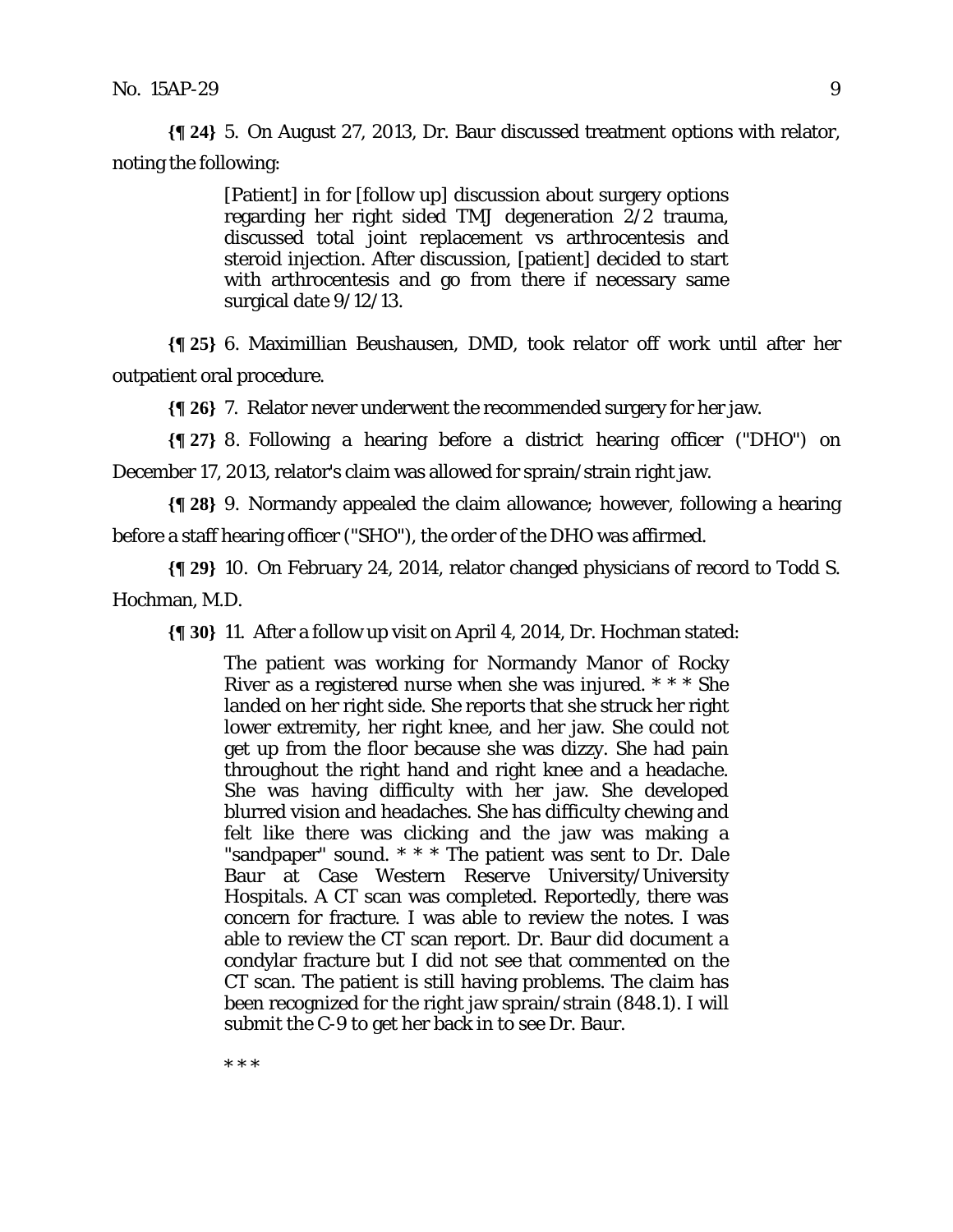**{¶ 24}** 5. On August 27, 2013, Dr. Baur discussed treatment options with relator, noting the following:

> [Patient] in for [follow up] discussion about surgery options regarding her right sided TMJ degeneration 2/2 trauma, discussed total joint replacement vs arthrocentesis and steroid injection. After discussion, [patient] decided to start with arthrocentesis and go from there if necessary same surgical date 9/12/13.

**{¶ 25}** 6. Maximillian Beushausen, DMD, took relator off work until after her outpatient oral procedure.

**{¶ 26}** 7. Relator never underwent the recommended surgery for her jaw.

**{¶ 27}** 8. Following a hearing before a district hearing officer ("DHO") on December 17, 2013, relator's claim was allowed for sprain/strain right jaw.

**{¶ 28}** 9. Normandy appealed the claim allowance; however, following a hearing before a staff hearing officer ("SHO"), the order of the DHO was affirmed.

**{¶ 29}** 10. On February 24, 2014, relator changed physicians of record to Todd S. Hochman, M.D.

**{¶ 30}** 11. After a follow up visit on April 4, 2014, Dr. Hochman stated:

> The patient was working for Normandy Manor of Rocky River as a registered nurse when she was injured. * * * She landed on her right side. She reports that she struck her right lower extremity, her right knee, and her jaw. She could not get up from the floor because she was dizzy. She had pain throughout the right hand and right knee and a headache. She was having difficulty with her jaw. She developed blurred vision and headaches. She has difficulty chewing and felt like there was clicking and the jaw was making a "sandpaper" sound. * * * The patient was sent to Dr. Dale Baur at Case Western Reserve University/University Hospitals. A CT scan was completed. Reportedly, there was concern for fracture. I was able to review the notes. I was able to review the CT scan report. Dr. Baur did document a condylar fracture but I did not see that commented on the CT scan. The patient is still having problems. The claim has been recognized for the right jaw sprain/strain (848.1). I will submit the C-9 to get her back in to see Dr. Baur.
>
> * * *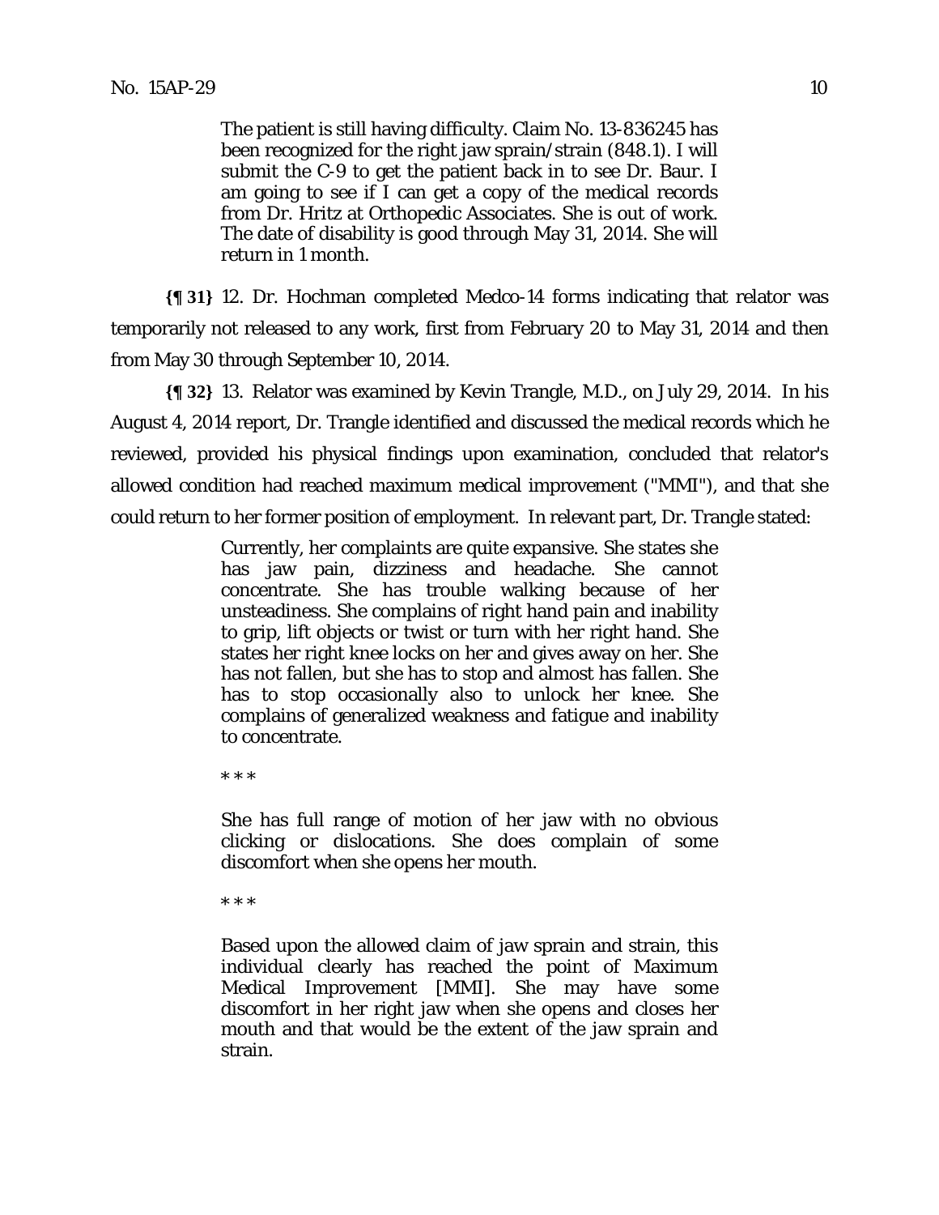> The patient is still having difficulty. Claim No. 13-836245 has been recognized for the right jaw sprain/strain (848.1). I will submit the C-9 to get the patient back in to see Dr. Baur. I am going to see if I can get a copy of the medical records from Dr. Hritz at Orthopedic Associates. She is out of work. The date of disability is good through May 31, 2014. She will return in 1 month.

**{¶ 31}** 12. Dr. Hochman completed Medco-14 forms indicating that relator was temporarily not released to any work, first from February 20 to May 31, 2014 and then from May 30 through September 10, 2014.

**{¶ 32}** 13. Relator was examined by Kevin Trangle, M.D., on July 29, 2014. In his August 4, 2014 report, Dr. Trangle identified and discussed the medical records which he reviewed, provided his physical findings upon examination, concluded that relator's allowed condition had reached maximum medical improvement ("MMI"), and that she could return to her former position of employment. In relevant part, Dr. Trangle stated:

> Currently, her complaints are quite expansive. She states she has jaw pain, dizziness and headache. She cannot concentrate. She has trouble walking because of her unsteadiness. She complains of right hand pain and inability to grip, lift objects or twist or turn with her right hand. She states her right knee locks on her and gives away on her. She has not fallen, but she has to stop and almost has fallen. She has to stop occasionally also to unlock her knee. She complains of generalized weakness and fatigue and inability to concentrate.
>
> * * *
>
> She has full range of motion of her jaw with no obvious clicking or dislocations. She does complain of some discomfort when she opens her mouth.
>
> * * *
>
> Based upon the allowed claim of jaw sprain and strain, this individual clearly has reached the point of Maximum Medical Improvement [MMI]. She may have some discomfort in her right jaw when she opens and closes her mouth and that would be the extent of the jaw sprain and strain.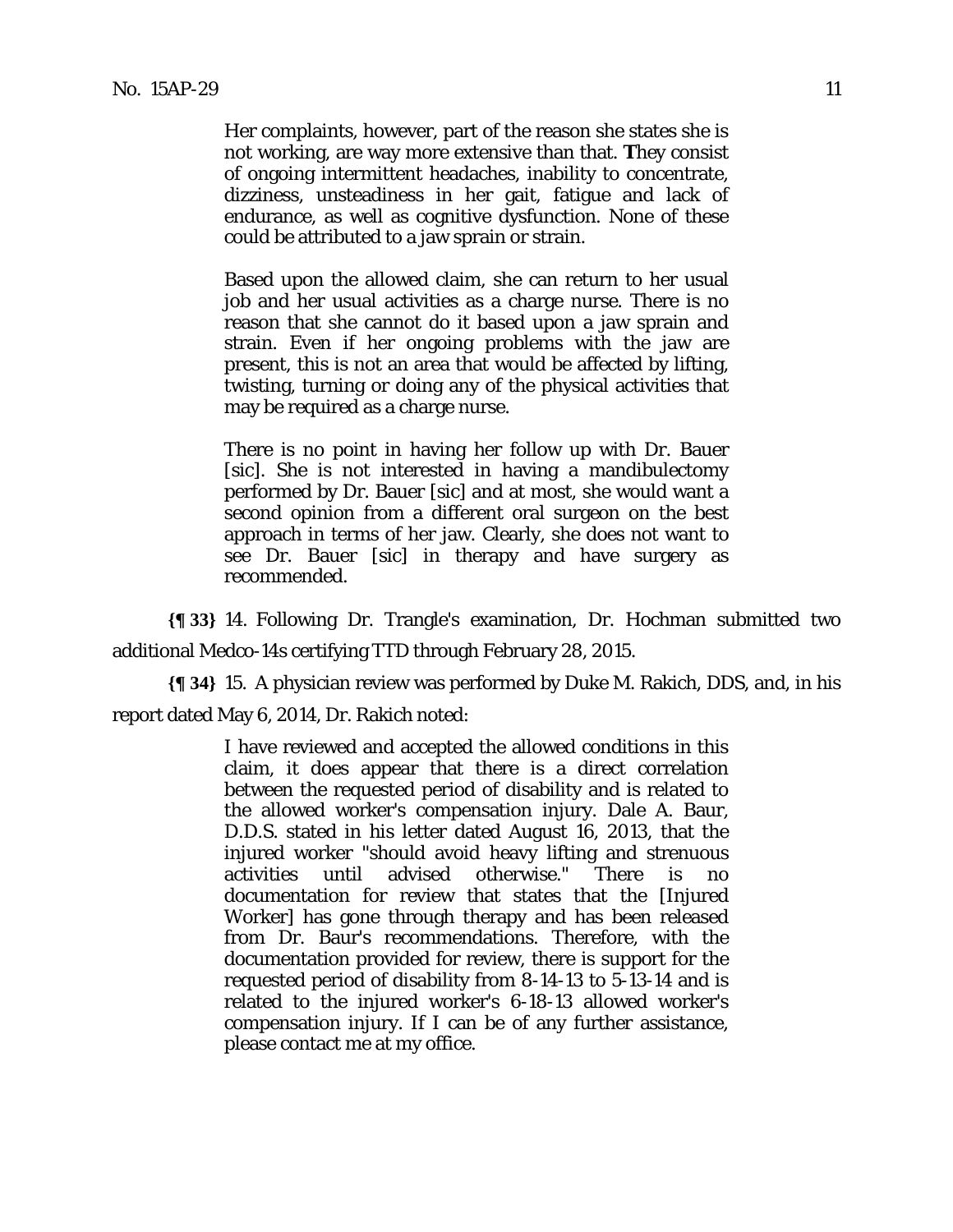Her complaints, however, part of the reason she states she is not working, are way more extensive than that. They consist of ongoing intermittent headaches, inability to concentrate, dizziness, unsteadiness in her gait, fatigue and lack of endurance, as well as cognitive dysfunction. None of these could be attributed to a jaw sprain or strain.

> Based upon the allowed claim, she can return to her usual job and her usual activities as a charge nurse. There is no reason that she cannot do it based upon a jaw sprain and strain. Even if her ongoing problems with the jaw are present, this is not an area that would be affected by lifting, twisting, turning or doing any of the physical activities that may be required as a charge nurse.
>
> There is no point in having her follow up with Dr. Bauer [sic]. She is not interested in having a mandibulectomy performed by Dr. Bauer [sic] and at most, she would want a second opinion from a different oral surgeon on the best approach in terms of her jaw. Clearly, she does not want to see Dr. Bauer [sic] in therapy and have surgery as recommended.

**{¶ 33}** 14. Following Dr. Trangle's examination, Dr. Hochman submitted two additional Medco-14s certifying TTD through February 28, 2015.

**{¶ 34}** 15. A physician review was performed by Duke M. Rakich, DDS, and, in his report dated May 6, 2014, Dr. Rakich noted:

> I have reviewed and accepted the allowed conditions in this claim, it does appear that there is a direct correlation between the requested period of disability and is related to the allowed worker's compensation injury. Dale A. Baur, D.D.S. stated in his letter dated August 16, 2013, that the injured worker "should avoid heavy lifting and strenuous activities until advised otherwise." There is no documentation for review that states that the [Injured Worker] has gone through therapy and has been released from Dr. Baur's recommendations. Therefore, with the documentation provided for review, there is support for the requested period of disability from 8-14-13 to 5-13-14 and is related to the injured worker's 6-18-13 allowed worker's compensation injury. If I can be of any further assistance, please contact me at my office.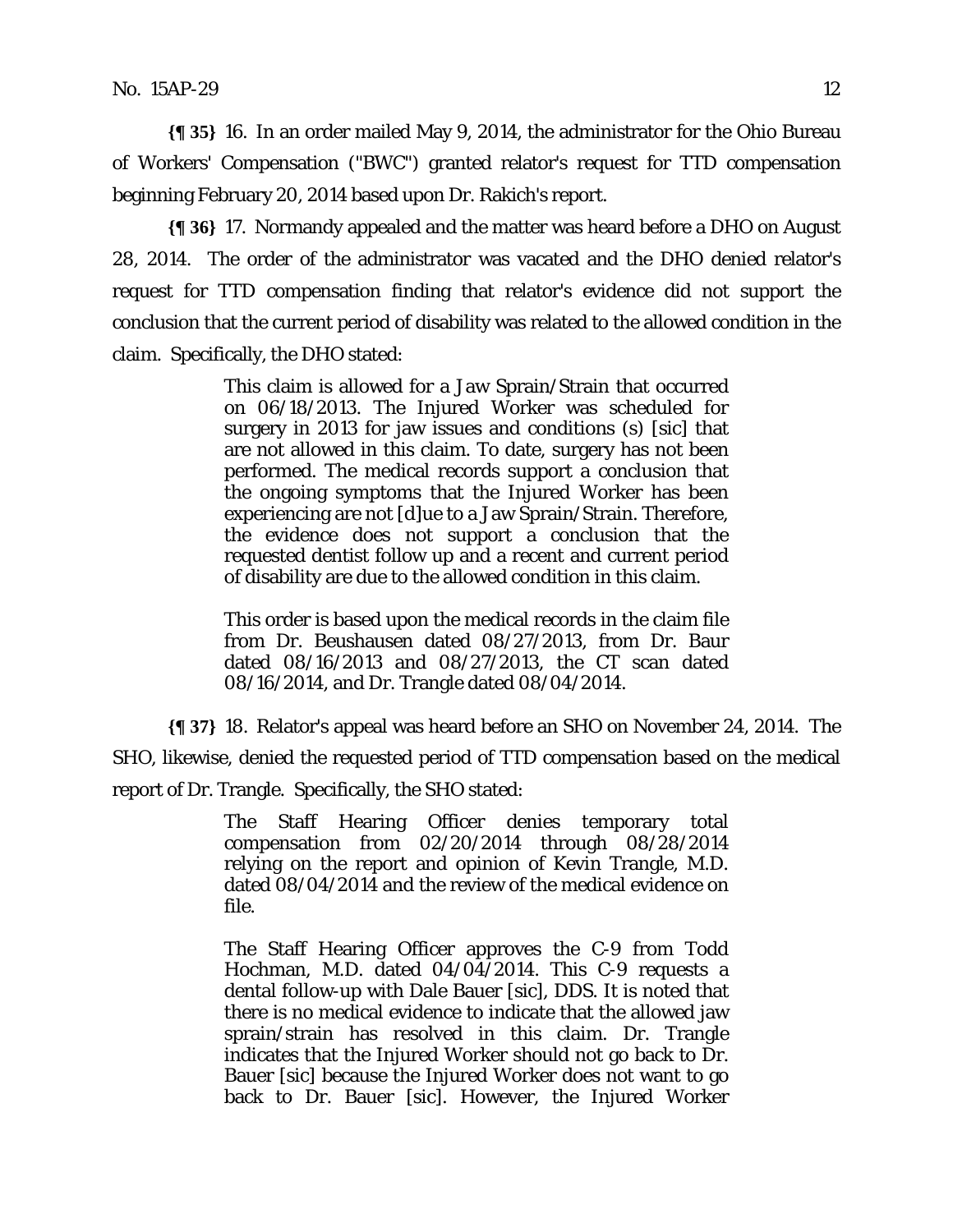**{¶ 35}** 16. In an order mailed May 9, 2014, the administrator for the Ohio Bureau of Workers' Compensation ("BWC") granted relator's request for TTD compensation beginning February 20, 2014 based upon Dr. Rakich's report.

**{¶ 36}** 17. Normandy appealed and the matter was heard before a DHO on August 28, 2014. The order of the administrator was vacated and the DHO denied relator's request for TTD compensation finding that relator's evidence did not support the conclusion that the current period of disability was related to the allowed condition in the claim. Specifically, the DHO stated:

> This claim is allowed for a Jaw Sprain/Strain that occurred on 06/18/2013. The Injured Worker was scheduled for surgery in 2013 for jaw issues and conditions (s) [sic] that are not allowed in this claim. To date, surgery has not been performed. The medical records support a conclusion that the ongoing symptoms that the Injured Worker has been experiencing are not [d]ue to a Jaw Sprain/Strain. Therefore, the evidence does not support a conclusion that the requested dentist follow up and a recent and current period of disability are due to the allowed condition in this claim.
>
> This order is based upon the medical records in the claim file from Dr. Beushausen dated 08/27/2013, from Dr. Baur dated 08/16/2013 and 08/27/2013, the CT scan dated 08/16/2014, and Dr. Trangle dated 08/04/2014.

**{¶ 37}** 18. Relator's appeal was heard before an SHO on November 24, 2014. The SHO, likewise, denied the requested period of TTD compensation based on the medical report of Dr. Trangle. Specifically, the SHO stated:

> The Staff Hearing Officer denies temporary total compensation from 02/20/2014 through 08/28/2014 relying on the report and opinion of Kevin Trangle, M.D. dated 08/04/2014 and the review of the medical evidence on file.
>
> The Staff Hearing Officer approves the C-9 from Todd Hochman, M.D. dated 04/04/2014. This C-9 requests a dental follow-up with Dale Bauer [sic], DDS. It is noted that there is no medical evidence to indicate that the allowed jaw sprain/strain has resolved in this claim. Dr. Trangle indicates that the Injured Worker should not go back to Dr. Bauer [sic] because the Injured Worker does not want to go back to Dr. Bauer [sic]. However, the Injured Worker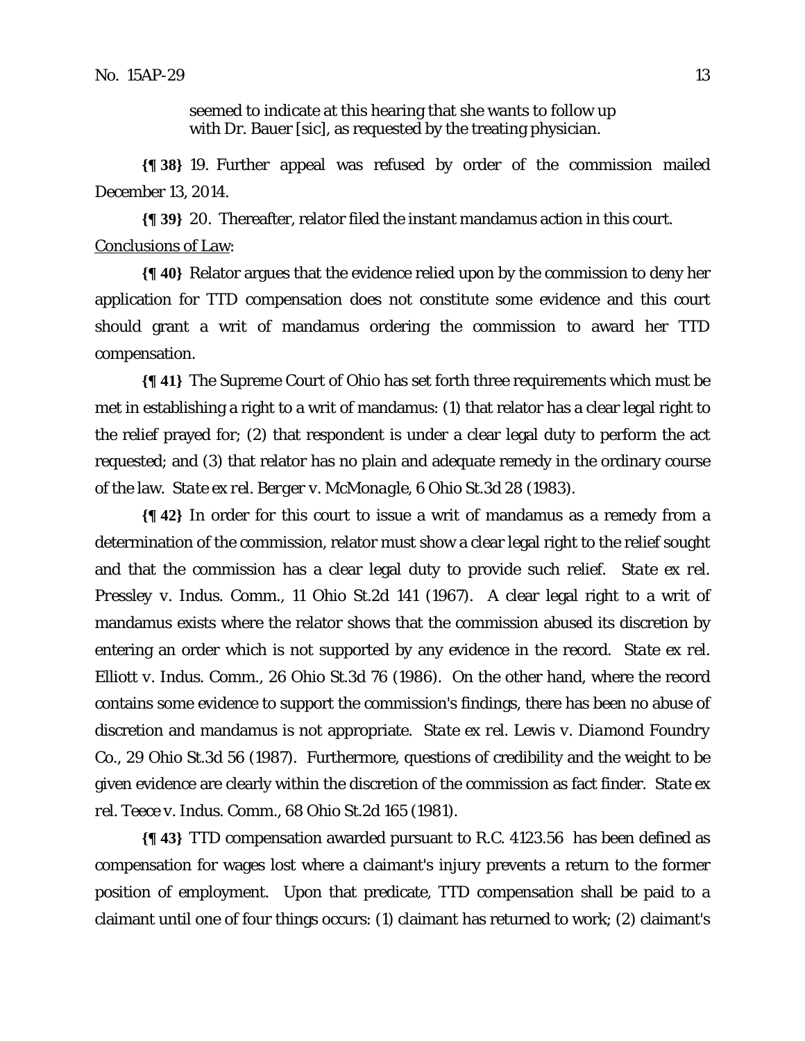> seemed to indicate at this hearing that she wants to follow up with Dr. Bauer [sic], as requested by the treating physician.

**{¶ 38}** 19. Further appeal was refused by order of the commission mailed December 13, 2014.

**{¶ 39}** 20. Thereafter, relator filed the instant mandamus action in this court.

Conclusions of Law:

**{¶ 40}** Relator argues that the evidence relied upon by the commission to deny her application for TTD compensation does not constitute some evidence and this court should grant a writ of mandamus ordering the commission to award her TTD compensation.

**{¶ 41}** The Supreme Court of Ohio has set forth three requirements which must be met in establishing a right to a writ of mandamus: (1) that relator has a clear legal right to the relief prayed for; (2) that respondent is under a clear legal duty to perform the act requested; and (3) that relator has no plain and adequate remedy in the ordinary course of the law. *State ex rel. Berger v. McMonagle*, 6 Ohio St.3d 28 (1983).

**{¶ 42}** In order for this court to issue a writ of mandamus as a remedy from a determination of the commission, relator must show a clear legal right to the relief sought and that the commission has a clear legal duty to provide such relief. *State ex rel. Pressley v. Indus. Comm.*, 11 Ohio St.2d 141 (1967). A clear legal right to a writ of mandamus exists where the relator shows that the commission abused its discretion by entering an order which is not supported by any evidence in the record. *State ex rel. Elliott v. Indus. Comm.*, 26 Ohio St.3d 76 (1986). On the other hand, where the record contains some evidence to support the commission's findings, there has been no abuse of discretion and mandamus is not appropriate. *State ex rel. Lewis v. Diamond Foundry Co.*, 29 Ohio St.3d 56 (1987). Furthermore, questions of credibility and the weight to be given evidence are clearly within the discretion of the commission as fact finder. *State ex rel. Teece v. Indus. Comm.*, 68 Ohio St.2d 165 (1981).

**{¶ 43}** TTD compensation awarded pursuant to R.C. 4123.56 has been defined as compensation for wages lost where a claimant's injury prevents a return to the former position of employment. Upon that predicate, TTD compensation shall be paid to a claimant until one of four things occurs: (1) claimant has returned to work; (2) claimant's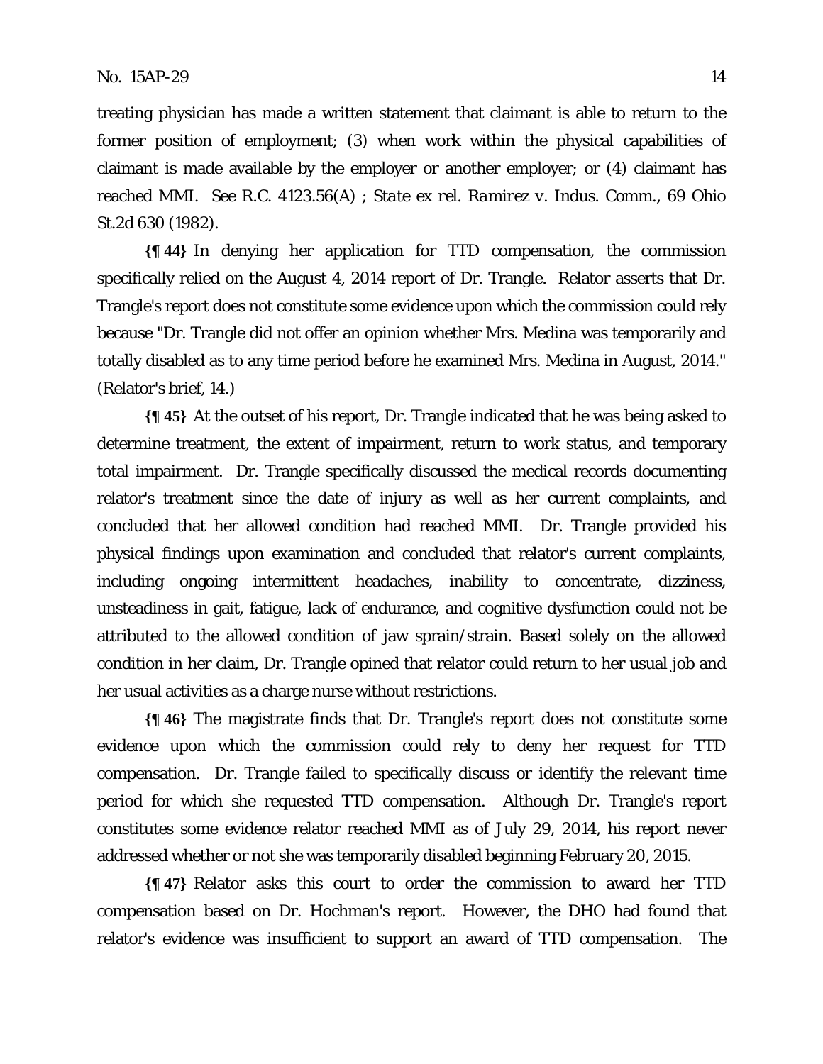treating physician has made a written statement that claimant is able to return to the former position of employment; (3) when work within the physical capabilities of claimant is made available by the employer or another employer; or (4) claimant has reached MMI. See R.C. 4123.56(A) ; *State ex rel. Ramirez v. Indus. Comm.*, 69 Ohio St.2d 630 (1982).

**{¶ 44}** In denying her application for TTD compensation, the commission specifically relied on the August 4, 2014 report of Dr. Trangle. Relator asserts that Dr. Trangle's report does not constitute some evidence upon which the commission could rely because "Dr. Trangle did not offer an opinion whether Mrs. Medina was temporarily and totally disabled as to any time period before he examined Mrs. Medina in August, 2014." (Relator's brief, 14.)

**{¶ 45}** At the outset of his report, Dr. Trangle indicated that he was being asked to determine treatment, the extent of impairment, return to work status, and temporary total impairment. Dr. Trangle specifically discussed the medical records documenting relator's treatment since the date of injury as well as her current complaints, and concluded that her allowed condition had reached MMI. Dr. Trangle provided his physical findings upon examination and concluded that relator's current complaints, including ongoing intermittent headaches, inability to concentrate, dizziness, unsteadiness in gait, fatigue, lack of endurance, and cognitive dysfunction could not be attributed to the allowed condition of jaw sprain/strain. Based solely on the allowed condition in her claim, Dr. Trangle opined that relator could return to her usual job and her usual activities as a charge nurse without restrictions.

**{¶ 46}** The magistrate finds that Dr. Trangle's report does not constitute some evidence upon which the commission could rely to deny her request for TTD compensation. Dr. Trangle failed to specifically discuss or identify the relevant time period for which she requested TTD compensation. Although Dr. Trangle's report constitutes some evidence relator reached MMI as of July 29, 2014, his report never addressed whether or not she was temporarily disabled beginning February 20, 2015.

**{¶ 47}** Relator asks this court to order the commission to award her TTD compensation based on Dr. Hochman's report. However, the DHO had found that relator's evidence was insufficient to support an award of TTD compensation. The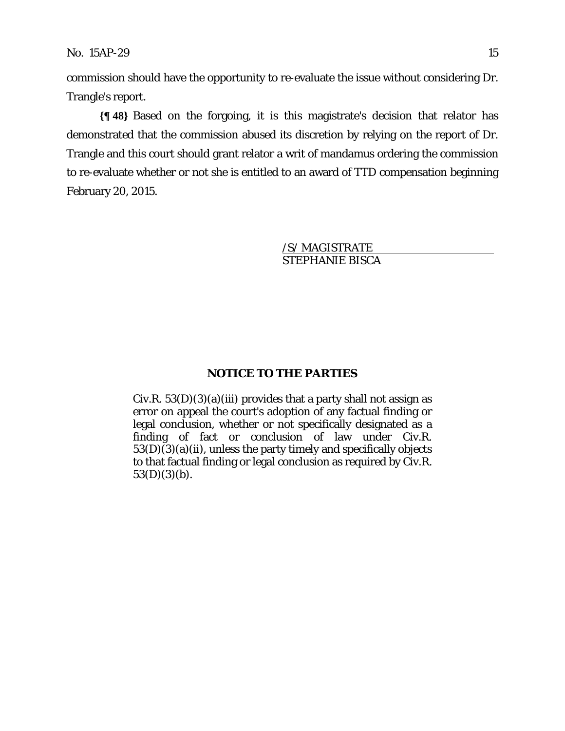commission should have the opportunity to re-evaluate the issue without considering Dr. Trangle's report.

**{¶ 48}** Based on the forgoing, it is this magistrate's decision that relator has demonstrated that the commission abused its discretion by relying on the report of Dr. Trangle and this court should grant relator a writ of mandamus ordering the commission to re-evaluate whether or not she is entitled to an award of TTD compensation beginning February 20, 2015.

/S/ MAGISTRATE
STEPHANIE BISCA

## NOTICE TO THE PARTIES

Civ.R. 53(D)(3)(a)(iii) provides that a party shall not assign as error on appeal the court's adoption of any factual finding or legal conclusion, whether or not specifically designated as a finding of fact or conclusion of law under Civ.R. 53(D)(3)(a)(ii), unless the party timely and specifically objects to that factual finding or legal conclusion as required by Civ.R. 53(D)(3)(b).